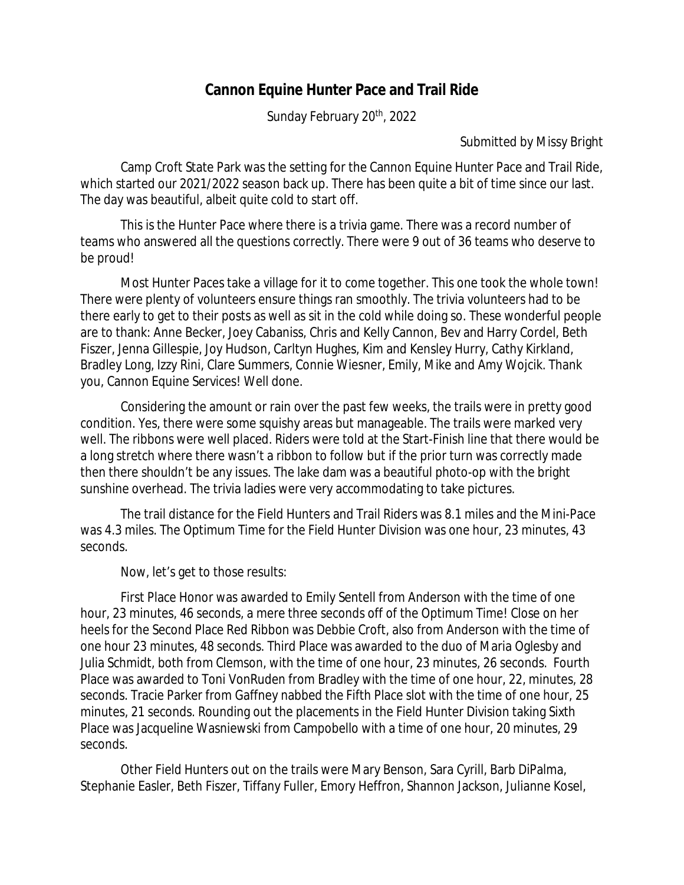# Cannon Equine Hunter Pace and Trail Ride

Sunday February 20th, 2022

Submitted by Missy Bright

Camp Croft State Park was the setting for the Cannon Equine Hunter Pace and Trail Ride, which started our 2021/2022 season back up. There has been quite a bit of time since our last. The day was beautiful, albeit quite cold to start off.

This is the Hunter Pace where there is a trivia game. There was a record number of teams who answered all the questions correctly. There were 9 out of 36 teams who deserve to be proud!

Most Hunter Paces take a village for it to come together. This one took the whole town! There were plenty of volunteers ensure things ran smoothly. The trivia volunteers had to be there early to get to their posts as well as sit in the cold while doing so. These wonderful people are to thank: Anne Becker, Joey Cabaniss, Chris and Kelly Cannon, Bev and Harry Cordel, Beth Fiszer, Jenna Gillespie, Joy Hudson, Carltyn Hughes, Kim and Kensley Hurry, Cathy Kirkland, Bradley Long, Izzy Rini, Clare Summers, Connie Wiesner, Emily, Mike and Amy Wojcik. Thank you, Cannon Equine Services! Well done.

Considering the amount or rain over the past few weeks, the trails were in pretty good condition. Yes, there were some squishy areas but manageable. The trails were marked very well. The ribbons were well placed. Riders were told at the Start-Finish line that there would be a long stretch where there wasn't a ribbon to follow but if the prior turn was correctly made then there shouldn't be any issues. The lake dam was a beautiful photo-op with the bright sunshine overhead. The trivia ladies were very accommodating to take pictures.

The trail distance for the Field Hunters and Trail Riders was 8.1 miles and the Mini-Pace was 4.3 miles. The Optimum Time for the Field Hunter Division was one hour, 23 minutes, 43 seconds.

Now, let's get to those results:

First Place Honor was awarded to Emily Sentell from Anderson with the time of one hour, 23 minutes, 46 seconds, a mere three seconds off of the Optimum Time! Close on her heels for the Second Place Red Ribbon was Debbie Croft, also from Anderson with the time of one hour 23 minutes, 48 seconds. Third Place was awarded to the duo of Maria Oglesby and Julia Schmidt, both from Clemson, with the time of one hour, 23 minutes, 26 seconds. Fourth Place was awarded to Toni VonRuden from Bradley with the time of one hour, 22, minutes, 28 seconds. Tracie Parker from Gaffney nabbed the Fifth Place slot with the time of one hour, 25 minutes, 21 seconds. Rounding out the placements in the Field Hunter Division taking Sixth Place was Jacqueline Wasniewski from Campobello with a time of one hour, 20 minutes, 29 seconds.

Other Field Hunters out on the trails were Mary Benson, Sara Cyrill, Barb DiPalma, Stephanie Easler, Beth Fiszer, Tiffany Fuller, Emory Heffron, Shannon Jackson, Julianne Kosel,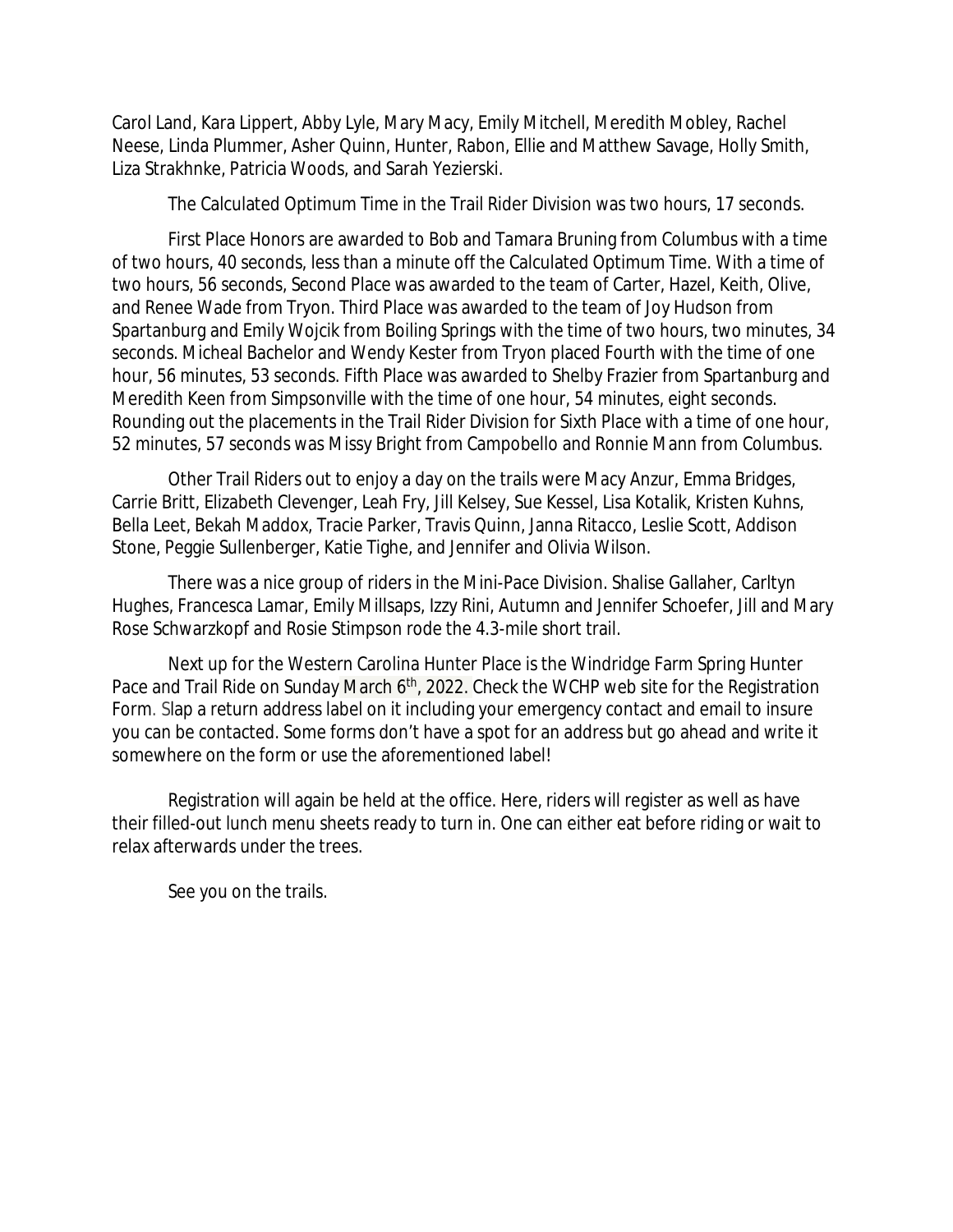Carol Land, Kara Lippert, Abby Lyle, Mary Macy, Emily Mitchell, Meredith Mobley, Rachel Neese, Linda Plummer, Asher Quinn, Hunter, Rabon, Ellie and Matthew Savage, Holly Smith, Liza Strakhnke, Patricia Woods, and Sarah Yezierski.

The Calculated Optimum Time in the Trail Rider Division was two hours, 17 seconds.

First Place Honors are awarded to Bob and Tamara Bruning from Columbus with a time of two hours, 40 seconds, less than a minute off the Calculated Optimum Time. With a time of two hours, 56 seconds, Second Place was awarded to the team of Carter, Hazel, Keith, Olive, and Renee Wade from Tryon. Third Place was awarded to the team of Joy Hudson from Spartanburg and Emily Wojcik from Boiling Springs with the time of two hours, two minutes, 34 seconds. Micheal Bachelor and Wendy Kester from Tryon placed Fourth with the time of one hour, 56 minutes, 53 seconds. Fifth Place was awarded to Shelby Frazier from Spartanburg and Meredith Keen from Simpsonville with the time of one hour, 54 minutes, eight seconds. Rounding out the placements in the Trail Rider Division for Sixth Place with a time of one hour, 52 minutes, 57 seconds was Missy Bright from Campobello and Ronnie Mann from Columbus.

Other Trail Riders out to enjoy a day on the trails were Macy Anzur, Emma Bridges, Carrie Britt, Elizabeth Clevenger, Leah Fry, Jill Kelsey, Sue Kessel, Lisa Kotalik, Kristen Kuhns, Bella Leet, Bekah Maddox, Tracie Parker, Travis Quinn, Janna Ritacco, Leslie Scott, Addison Stone, Peggie Sullenberger, Katie Tighe, and Jennifer and Olivia Wilson.

There was a nice group of riders in the Mini-Pace Division. Shalise Gallaher, Carltyn Hughes, Francesca Lamar, Emily Millsaps, Izzy Rini, Autumn and Jennifer Schoefer, Jill and Mary Rose Schwarzkopf and Rosie Stimpson rode the 4.3-mile short trail.

Next up for the Western Carolina Hunter Place is the Windridge Farm Spring Hunter Pace and Trail Ride on Sunday March 6th, 2022. Check the WCHP web site for the Registration Form. Slap a return address label on it including your emergency contact and email to insure you can be contacted. Some forms don't have a spot for an address but go ahead and write it somewhere on the form or use the aforementioned label!

Registration will again be held at the office. Here, riders will register as well as have their filled-out lunch menu sheets ready to turn in. One can either eat before riding or wait to relax afterwards under the trees.

See you on the trails.